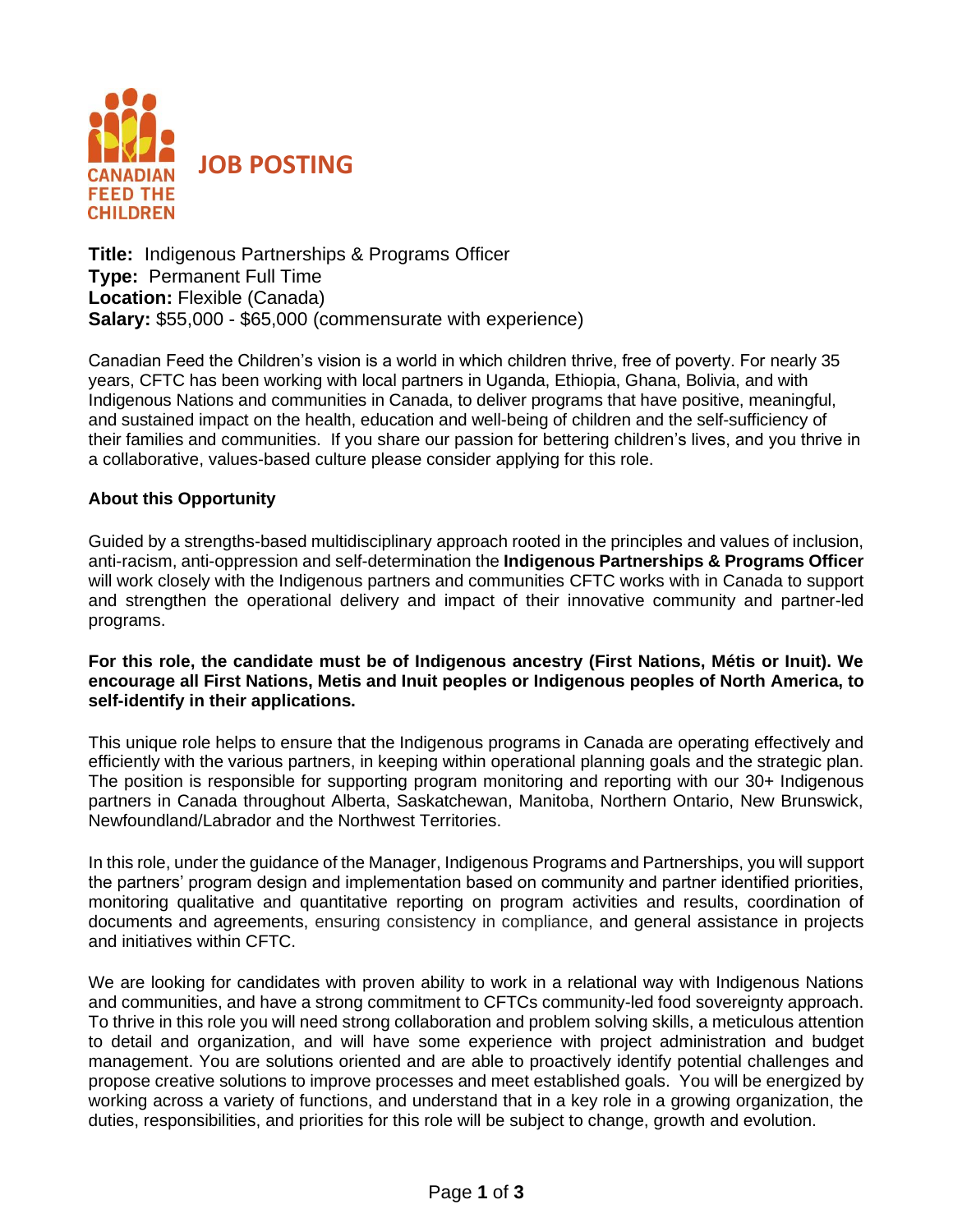CANADIAN FEED THE CHILDREN

# JOB POSTING

**Title:** Indigenous Partnerships & Programs Officer
**Type:** Permanent Full Time
**Location:** Flexible (Canada)
**Salary:** $55,000 - $65,000 (commensurate with experience)

Canadian Feed the Children's vision is a world in which children thrive, free of poverty. For nearly 35 years, CFTC has been working with local partners in Uganda, Ethiopia, Ghana, Bolivia, and with Indigenous Nations and communities in Canada, to deliver programs that have positive, meaningful, and sustained impact on the health, education and well-being of children and the self-sufficiency of their families and communities. If you share our passion for bettering children's lives, and you thrive in a collaborative, values-based culture please consider applying for this role.

## About this Opportunity

Guided by a strengths-based multidisciplinary approach rooted in the principles and values of inclusion, anti-racism, anti-oppression and self-determination the **Indigenous Partnerships & Programs Officer** will work closely with the Indigenous partners and communities CFTC works with in Canada to support and strengthen the operational delivery and impact of their innovative community and partner-led programs.

**For this role, the candidate must be of Indigenous ancestry (First Nations, Métis or Inuit). We encourage all First Nations, Metis and Inuit peoples or Indigenous peoples of North America, to self-identify in their applications.**

This unique role helps to ensure that the Indigenous programs in Canada are operating effectively and efficiently with the various partners, in keeping within operational planning goals and the strategic plan. The position is responsible for supporting program monitoring and reporting with our 30+ Indigenous partners in Canada throughout Alberta, Saskatchewan, Manitoba, Northern Ontario, New Brunswick, Newfoundland/Labrador and the Northwest Territories.

In this role, under the guidance of the Manager, Indigenous Programs and Partnerships, you will support the partners' program design and implementation based on community and partner identified priorities, monitoring qualitative and quantitative reporting on program activities and results, coordination of documents and agreements, ensuring consistency in compliance, and general assistance in projects and initiatives within CFTC.

We are looking for candidates with proven ability to work in a relational way with Indigenous Nations and communities, and have a strong commitment to CFTCs community-led food sovereignty approach. To thrive in this role you will need strong collaboration and problem solving skills, a meticulous attention to detail and organization, and will have some experience with project administration and budget management. You are solutions oriented and are able to proactively identify potential challenges and propose creative solutions to improve processes and meet established goals. You will be energized by working across a variety of functions, and understand that in a key role in a growing organization, the duties, responsibilities, and priorities for this role will be subject to change, growth and evolution.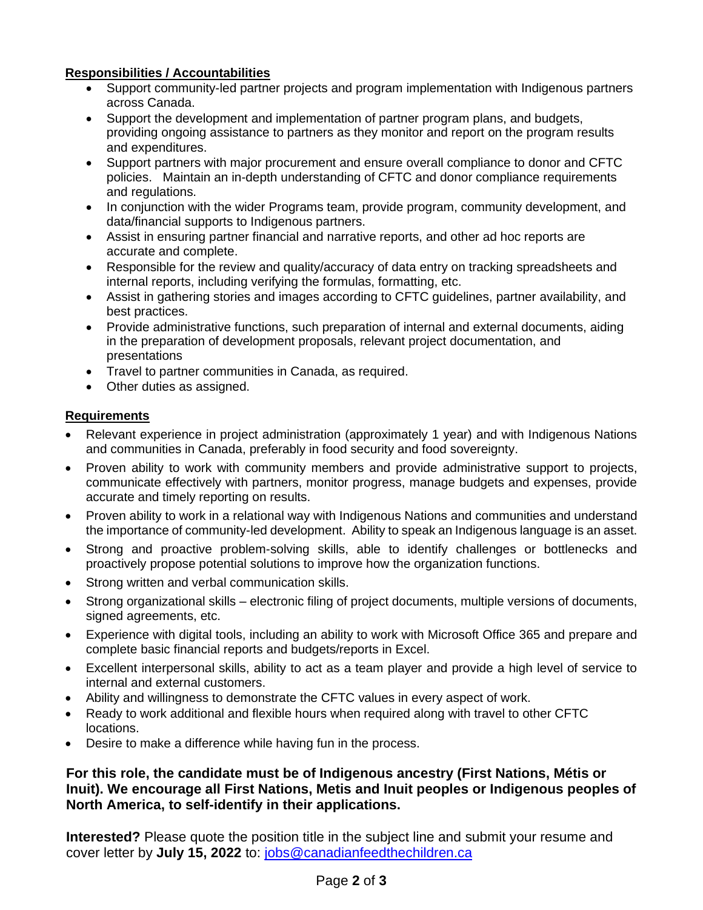**Responsibilities / Accountabilities**

- Support community-led partner projects and program implementation with Indigenous partners across Canada.
- Support the development and implementation of partner program plans, and budgets, providing ongoing assistance to partners as they monitor and report on the program results and expenditures.
- Support partners with major procurement and ensure overall compliance to donor and CFTC policies. Maintain an in-depth understanding of CFTC and donor compliance requirements and regulations.
- In conjunction with the wider Programs team, provide program, community development, and data/financial supports to Indigenous partners.
- Assist in ensuring partner financial and narrative reports, and other ad hoc reports are accurate and complete.
- Responsible for the review and quality/accuracy of data entry on tracking spreadsheets and internal reports, including verifying the formulas, formatting, etc.
- Assist in gathering stories and images according to CFTC guidelines, partner availability, and best practices.
- Provide administrative functions, such preparation of internal and external documents, aiding in the preparation of development proposals, relevant project documentation, and presentations
- Travel to partner communities in Canada, as required.
- Other duties as assigned.

**Requirements**

- Relevant experience in project administration (approximately 1 year) and with Indigenous Nations and communities in Canada, preferably in food security and food sovereignty.
- Proven ability to work with community members and provide administrative support to projects, communicate effectively with partners, monitor progress, manage budgets and expenses, provide accurate and timely reporting on results.
- Proven ability to work in a relational way with Indigenous Nations and communities and understand the importance of community-led development. Ability to speak an Indigenous language is an asset.
- Strong and proactive problem-solving skills, able to identify challenges or bottlenecks and proactively propose potential solutions to improve how the organization functions.
- Strong written and verbal communication skills.
- Strong organizational skills – electronic filing of project documents, multiple versions of documents, signed agreements, etc.
- Experience with digital tools, including an ability to work with Microsoft Office 365 and prepare and complete basic financial reports and budgets/reports in Excel.
- Excellent interpersonal skills, ability to act as a team player and provide a high level of service to internal and external customers.
- Ability and willingness to demonstrate the CFTC values in every aspect of work.
- Ready to work additional and flexible hours when required along with travel to other CFTC locations.
- Desire to make a difference while having fun in the process.

**For this role, the candidate must be of Indigenous ancestry (First Nations, Métis or Inuit). We encourage all First Nations, Metis and Inuit peoples or Indigenous peoples of North America, to self-identify in their applications.**

**Interested?** Please quote the position title in the subject line and submit your resume and cover letter by **July 15, 2022** to: [jobs@canadianfeedthechildren.ca](mailto:jobs@canadianfeedthechildren.ca)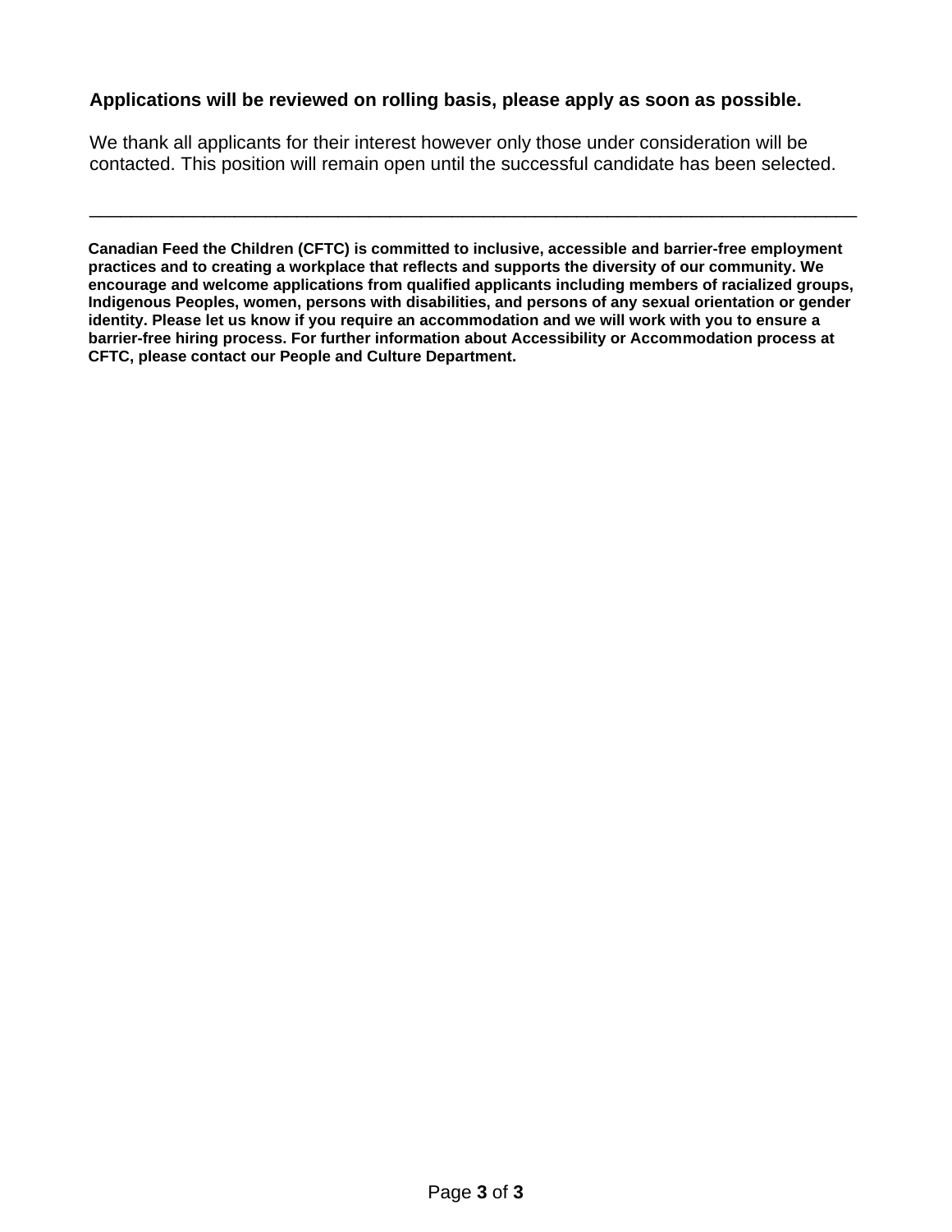**Applications will be reviewed on rolling basis, please apply as soon as possible.**

We thank all applicants for their interest however only those under consideration will be contacted. This position will remain open until the successful candidate has been selected.

---

**Canadian Feed the Children (CFTC) is committed to inclusive, accessible and barrier-free employment practices and to creating a workplace that reflects and supports the diversity of our community. We encourage and welcome applications from qualified applicants including members of racialized groups, Indigenous Peoples, women, persons with disabilities, and persons of any sexual orientation or gender identity. Please let us know if you require an accommodation and we will work with you to ensure a barrier-free hiring process. For further information about Accessibility or Accommodation process at CFTC, please contact our People and Culture Department.**